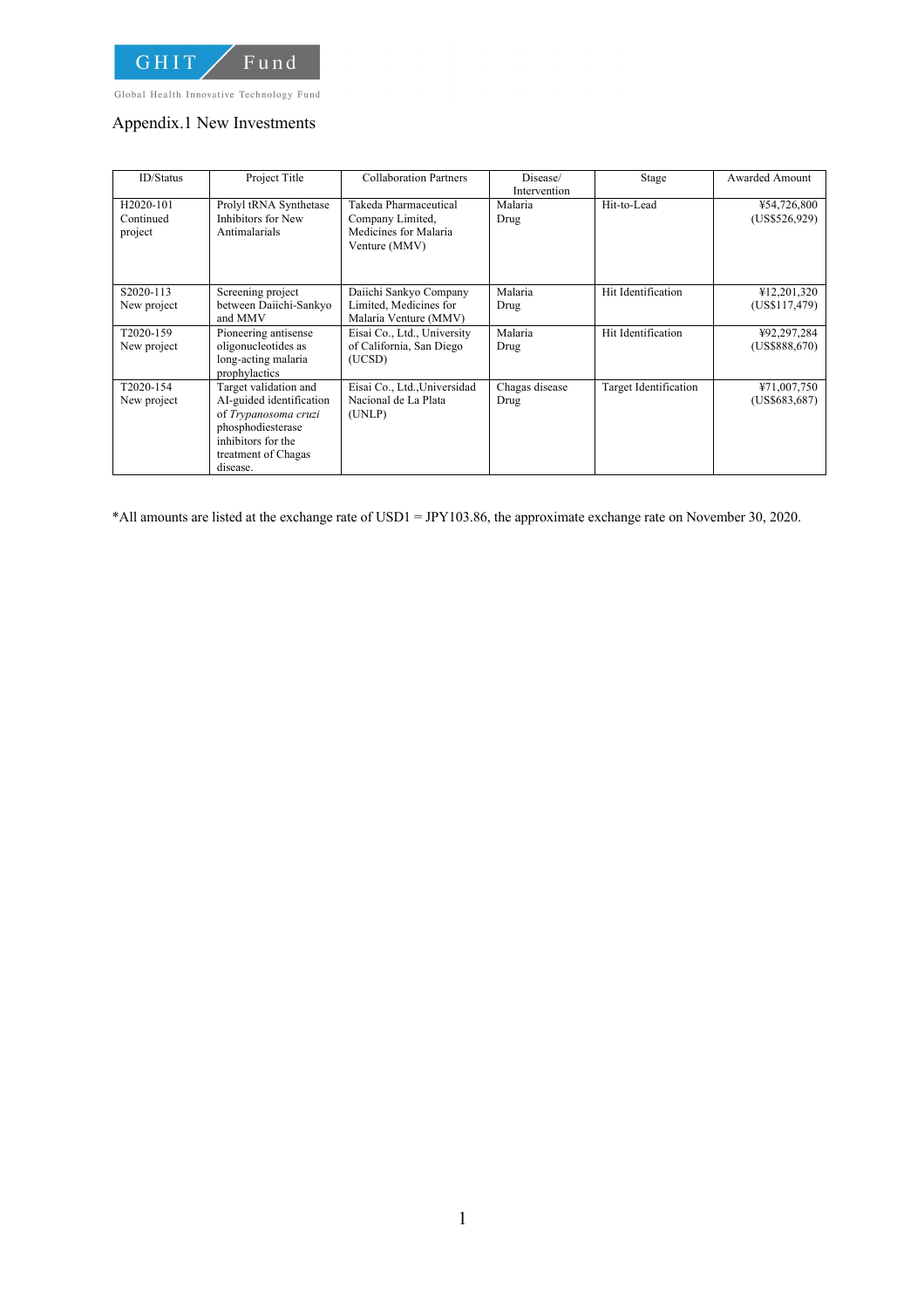GHIT Fund

Global Health Innovative Technology Fund

# Appendix.1 New Investments

| ID/Status | Project Title | Collaboration Partners | Disease/ Intervention | Stage | Awarded Amount |
|---|---|---|---|---|---|
| H2020-101 Continued project | Prolyl tRNA Synthetase Inhibitors for New Antimalarials | Takeda Pharmaceutical Company Limited, Medicines for Malaria Venture (MMV) | Malaria Drug | Hit-to-Lead | ¥54,726,800 (US$526,929) |
| S2020-113 New project | Screening project between Daiichi-Sankyo and MMV | Daiichi Sankyo Company Limited, Medicines for Malaria Venture (MMV) | Malaria Drug | Hit Identification | ¥12,201,320 (US$117,479) |
| T2020-159 New project | Pioneering antisense oligonucleotides as long-acting malaria prophylactics | Eisai Co., Ltd., University of California, San Diego (UCSD) | Malaria Drug | Hit Identification | ¥92,297,284 (US$888,670) |
| T2020-154 New project | Target validation and AI-guided identification of *Trypanosoma cruzi* phosphodiesterase inhibitors for the treatment of Chagas disease. | Eisai Co., Ltd.,Universidad Nacional de La Plata (UNLP) | Chagas disease Drug | Target Identification | ¥71,007,750 (US$683,687) |

*All amounts are listed at the exchange rate of USD1 = JPY103.86, the approximate exchange rate on November 30, 2020.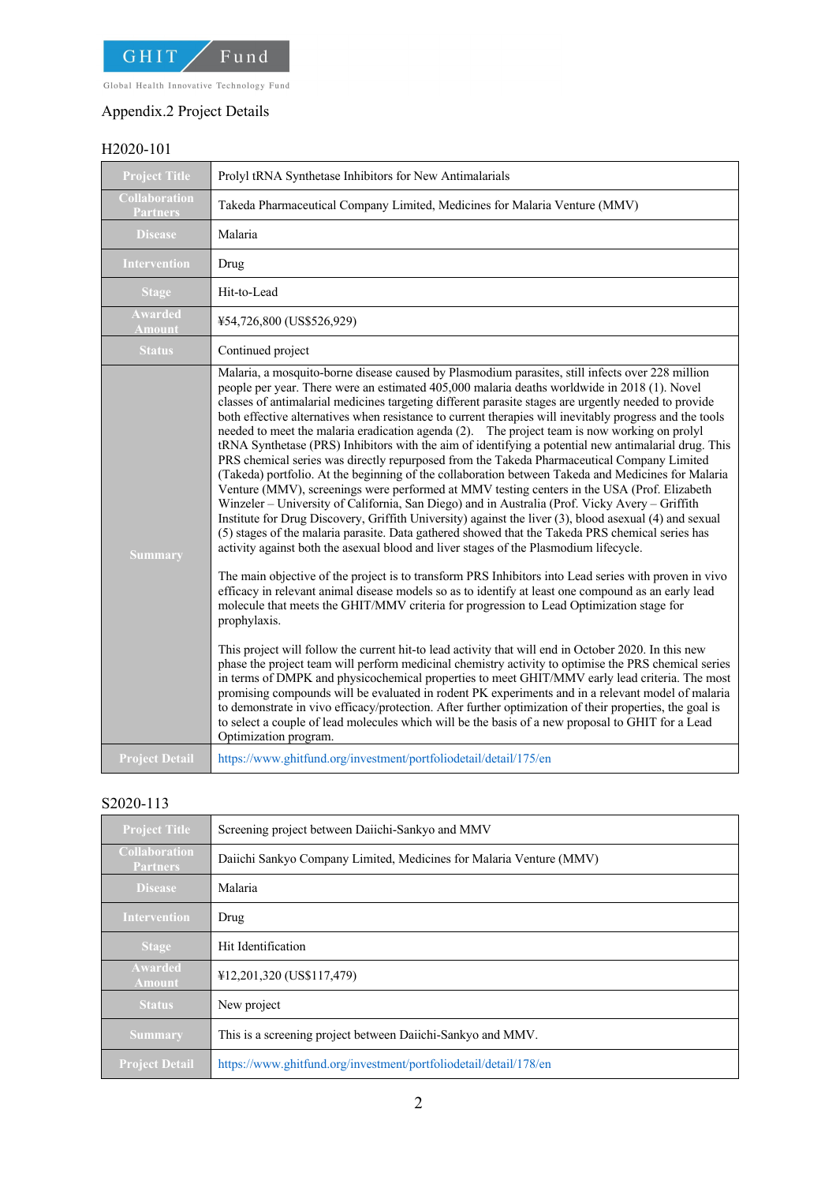Appendix.2 Project Details

H2020-101

| Project Title | Prolyl tRNA Synthetase Inhibitors for New Antimalarials |
|---|---|
| Collaboration Partners | Takeda Pharmaceutical Company Limited, Medicines for Malaria Venture (MMV) |
| Disease | Malaria |
| Intervention | Drug |
| Stage | Hit-to-Lead |
| Awarded Amount | ¥54,726,800 (US$526,929) |
| Status | Continued project |
| Summary | Malaria, a mosquito-borne disease caused by Plasmodium parasites, still infects over 228 million people per year. There were an estimated 405,000 malaria deaths worldwide in 2018 (1). Novel classes of antimalarial medicines targeting different parasite stages are urgently needed to provide both effective alternatives when resistance to current therapies will inevitably progress and the tools needed to meet the malaria eradication agenda (2). The project team is now working on prolyl tRNA Synthetase (PRS) Inhibitors with the aim of identifying a potential new antimalarial drug. This PRS chemical series was directly repurposed from the Takeda Pharmaceutical Company Limited (Takeda) portfolio. At the beginning of the collaboration between Takeda and Medicines for Malaria Venture (MMV), screenings were performed at MMV testing centers in the USA (Prof. Elizabeth Winzeler – University of California, San Diego) and in Australia (Prof. Vicky Avery – Griffith Institute for Drug Discovery, Griffith University) against the liver (3), blood asexual (4) and sexual (5) stages of the malaria parasite. Data gathered showed that the Takeda PRS chemical series has activity against both the asexual blood and liver stages of the Plasmodium lifecycle.<br><br>The main objective of the project is to transform PRS Inhibitors into Lead series with proven in vivo efficacy in relevant animal disease models so as to identify at least one compound as an early lead molecule that meets the GHIT/MMV criteria for progression to Lead Optimization stage for prophylaxis.<br><br>This project will follow the current hit-to lead activity that will end in October 2020. In this new phase the project team will perform medicinal chemistry activity to optimise the PRS chemical series in terms of DMPK and physicochemical properties to meet GHIT/MMV early lead criteria. The most promising compounds will be evaluated in rodent PK experiments and in a relevant model of malaria to demonstrate in vivo efficacy/protection. After further optimization of their properties, the goal is to select a couple of lead molecules which will be the basis of a new proposal to GHIT for a Lead Optimization program. |
| Project Detail | https://www.ghitfund.org/investment/portfoliodetail/detail/175/en |

S2020-113

| Project Title | Screening project between Daiichi-Sankyo and MMV |
|---|---|
| Collaboration Partners | Daiichi Sankyo Company Limited, Medicines for Malaria Venture (MMV) |
| Disease | Malaria |
| Intervention | Drug |
| Stage | Hit Identification |
| Awarded Amount | ¥12,201,320 (US$117,479) |
| Status | New project |
| Summary | This is a screening project between Daiichi-Sankyo and MMV. |
| Project Detail | https://www.ghitfund.org/investment/portfoliodetail/detail/178/en |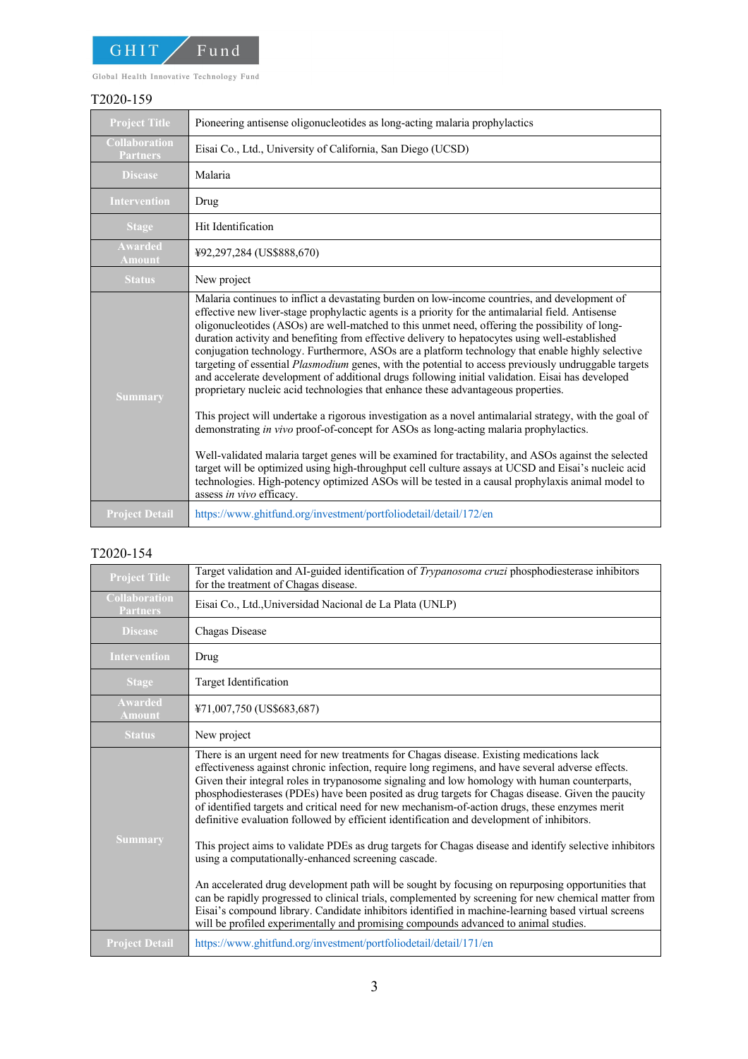## T2020-159

| | |
|---|---|
| **Project Title** | Pioneering antisense oligonucleotides as long-acting malaria prophylactics |
| **Collaboration Partners** | Eisai Co., Ltd., University of California, San Diego (UCSD) |
| **Disease** | Malaria |
| **Intervention** | Drug |
| **Stage** | Hit Identification |
| **Awarded Amount** | ¥92,297,284 (US$888,670) |
| **Status** | New project |
| **Summary** | Malaria continues to inflict a devastating burden on low-income countries, and development of effective new liver-stage prophylactic agents is a priority for the antimalarial field. Antisense oligonucleotides (ASOs) are well-matched to this unmet need, offering the possibility of long-duration activity and benefiting from effective delivery to hepatocytes using well-established conjugation technology. Furthermore, ASOs are a platform technology that enable highly selective targeting of essential *Plasmodium* genes, with the potential to access previously undruggable targets and accelerate development of additional drugs following initial validation. Eisai has developed proprietary nucleic acid technologies that enhance these advantageous properties.<br><br>This project will undertake a rigorous investigation as a novel antimalarial strategy, with the goal of demonstrating *in vivo* proof-of-concept for ASOs as long-acting malaria prophylactics.<br><br>Well-validated malaria target genes will be examined for tractability, and ASOs against the selected target will be optimized using high-throughput cell culture assays at UCSD and Eisai's nucleic acid technologies. High-potency optimized ASOs will be tested in a causal prophylaxis animal model to assess *in vivo* efficacy. |
| **Project Detail** | https://www.ghitfund.org/investment/portfoliodetail/detail/172/en |

## T2020-154

| | |
|---|---|
| **Project Title** | Target validation and AI-guided identification of *Trypanosoma cruzi* phosphodiesterase inhibitors for the treatment of Chagas disease. |
| **Collaboration Partners** | Eisai Co., Ltd.,Universidad Nacional de La Plata (UNLP) |
| **Disease** | Chagas Disease |
| **Intervention** | Drug |
| **Stage** | Target Identification |
| **Awarded Amount** | ¥71,007,750 (US$683,687) |
| **Status** | New project |
| **Summary** | There is an urgent need for new treatments for Chagas disease. Existing medications lack effectiveness against chronic infection, require long regimens, and have several adverse effects. Given their integral roles in trypanosome signaling and low homology with human counterparts, phosphodiesterases (PDEs) have been posited as drug targets for Chagas disease. Given the paucity of identified targets and critical need for new mechanism-of-action drugs, these enzymes merit definitive evaluation followed by efficient identification and development of inhibitors.<br><br>This project aims to validate PDEs as drug targets for Chagas disease and identify selective inhibitors using a computationally-enhanced screening cascade.<br><br>An accelerated drug development path will be sought by focusing on repurposing opportunities that can be rapidly progressed to clinical trials, complemented by screening for new chemical matter from Eisai's compound library. Candidate inhibitors identified in machine-learning based virtual screens will be profiled experimentally and promising compounds advanced to animal studies. |
| **Project Detail** | https://www.ghitfund.org/investment/portfoliodetail/detail/171/en |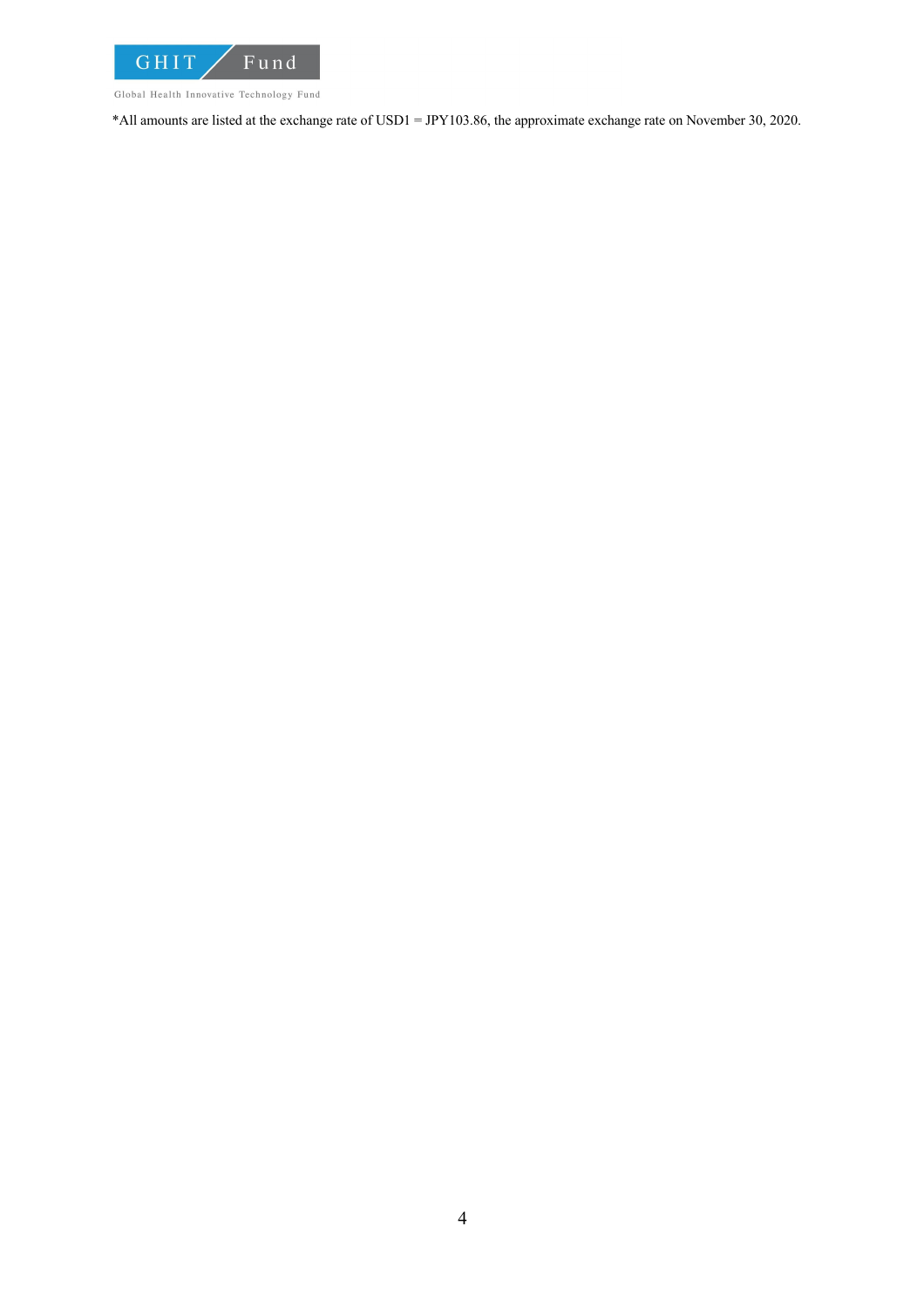*All amounts are listed at the exchange rate of USD1 = JPY103.86, the approximate exchange rate on November 30, 2020.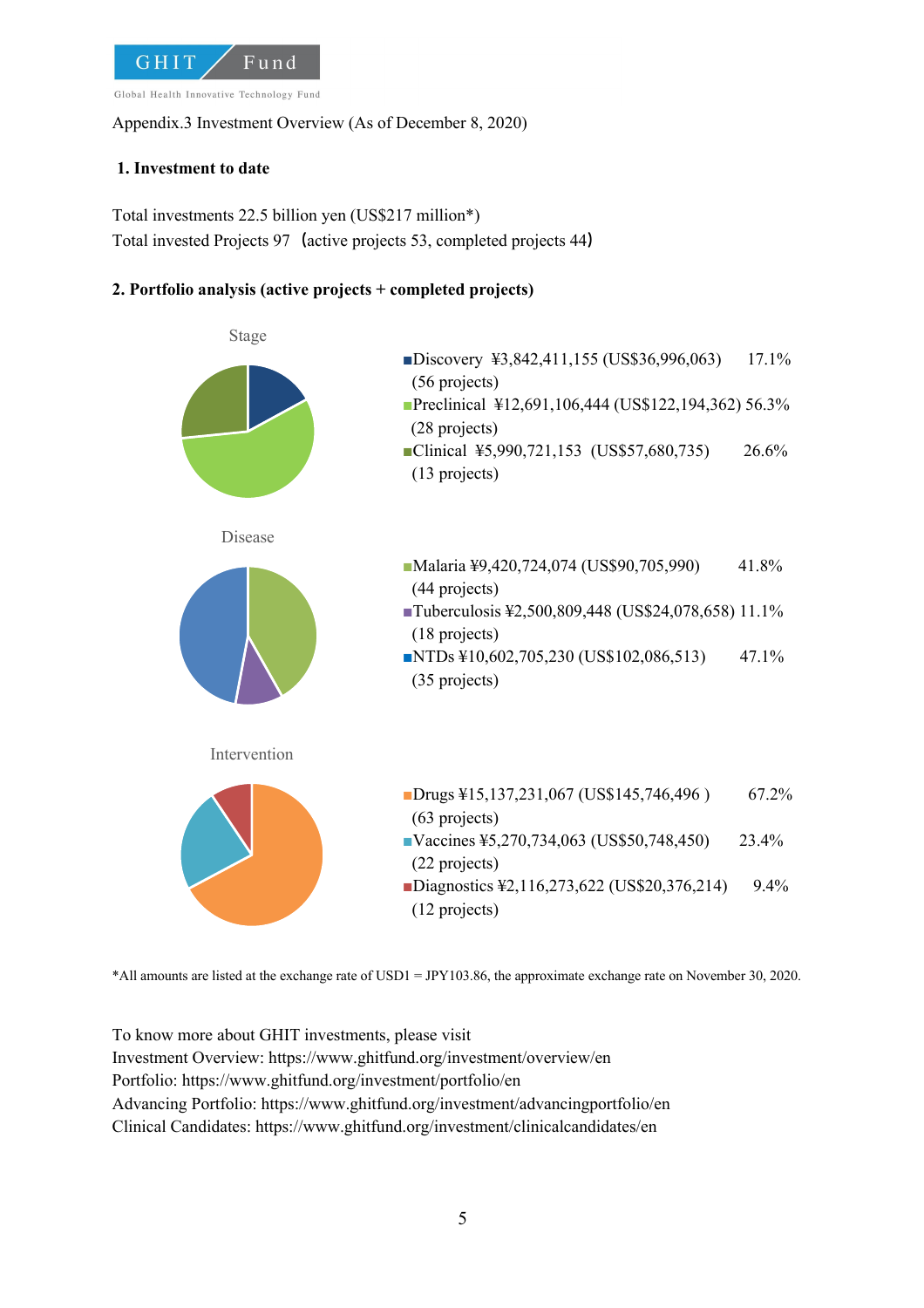Appendix.3 Investment Overview (As of December 8, 2020)

## 1. Investment to date

Total investments 22.5 billion yen (US$217 million*)
Total invested Projects 97 （active projects 53, completed projects 44）

## 2. Portfolio analysis (active projects + completed projects)

Stage

- Discovery ¥3,842,411,155 (US$36,996,063) 17.1% (56 projects)
- Preclinical ¥12,691,106,444 (US$122,194,362) 56.3% (28 projects)
- Clinical ¥5,990,721,153 (US$57,680,735) 26.6% (13 projects)

Disease

- Malaria ¥9,420,724,074 (US$90,705,990) 41.8% (44 projects)
- Tuberculosis ¥2,500,809,448 (US$24,078,658) 11.1% (18 projects)
- NTDs ¥10,602,705,230 (US$102,086,513) 47.1% (35 projects)

Intervention

- Drugs ¥15,137,231,067 (US$145,746,496 ) 67.2% (63 projects)
- Vaccines ¥5,270,734,063 (US$50,748,450) 23.4% (22 projects)
- Diagnostics ¥2,116,273,622 (US$20,376,214) 9.4% (12 projects)

*All amounts are listed at the exchange rate of USD1 = JPY103.86, the approximate exchange rate on November 30, 2020.

To know more about GHIT investments, please visit
Investment Overview: https://www.ghitfund.org/investment/overview/en
Portfolio: https://www.ghitfund.org/investment/portfolio/en
Advancing Portfolio: https://www.ghitfund.org/investment/advancingportfolio/en
Clinical Candidates: https://www.ghitfund.org/investment/clinicalcandidates/en